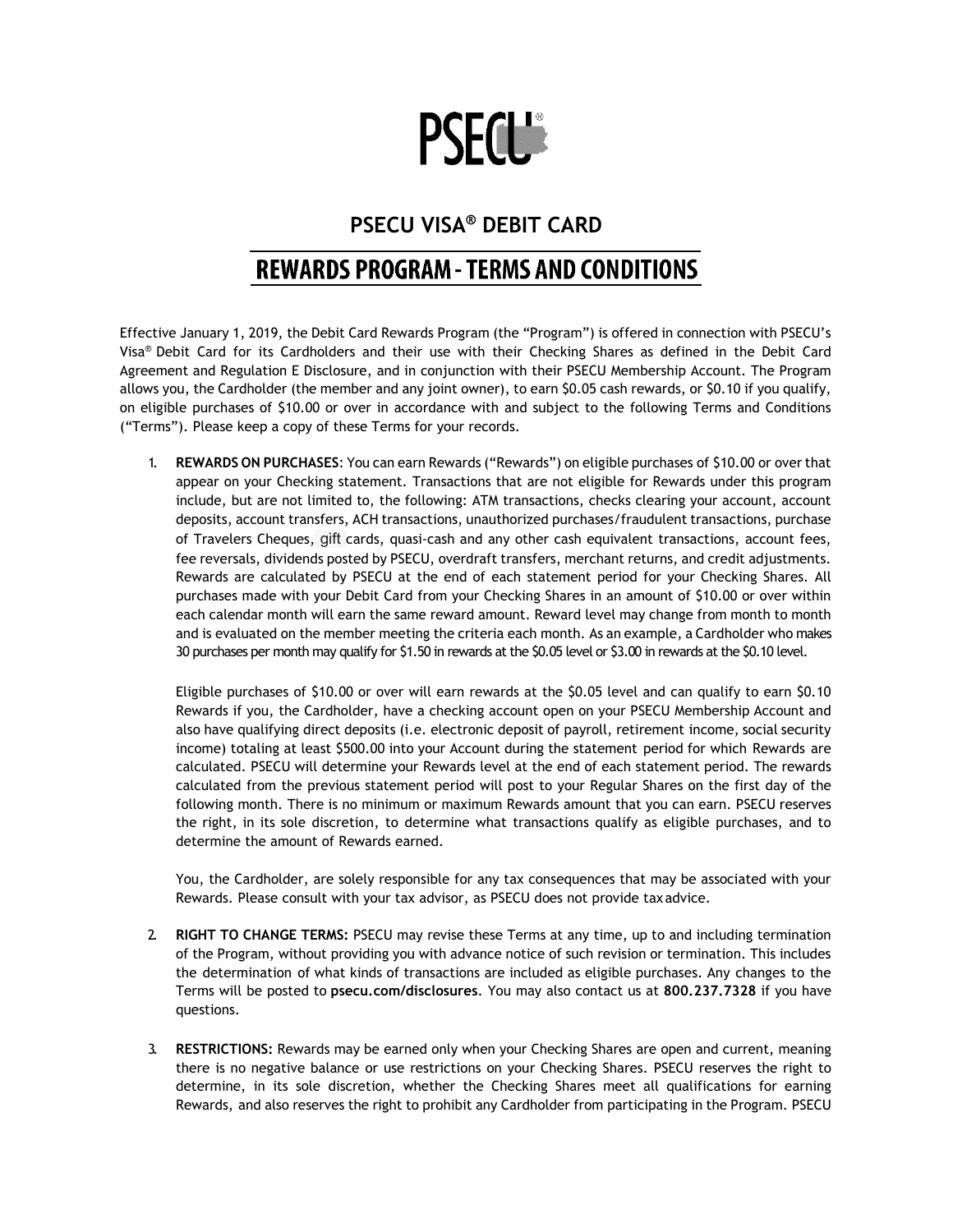# PSECU

## PSECU VISA® DEBIT CARD

## REWARDS PROGRAM - TERMS AND CONDITIONS

Effective January 1, 2019, the Debit Card Rewards Program (the "Program") is offered in connection with PSECU's Visa® Debit Card for its Cardholders and their use with their Checking Shares as defined in the Debit Card Agreement and Regulation E Disclosure, and in conjunction with their PSECU Membership Account. The Program allows you, the Cardholder (the member and any joint owner), to earn $0.05 cash rewards, or $0.10 if you qualify, on eligible purchases of $10.00 or over in accordance with and subject to the following Terms and Conditions ("Terms"). Please keep a copy of these Terms for your records.

1. **REWARDS ON PURCHASES**: You can earn Rewards ("Rewards") on eligible purchases of $10.00 or over that appear on your Checking statement. Transactions that are not eligible for Rewards under this program include, but are not limited to, the following: ATM transactions, checks clearing your account, account deposits, account transfers, ACH transactions, unauthorized purchases/fraudulent transactions, purchase of Travelers Cheques, gift cards, quasi-cash and any other cash equivalent transactions, account fees, fee reversals, dividends posted by PSECU, overdraft transfers, merchant returns, and credit adjustments. Rewards are calculated by PSECU at the end of each statement period for your Checking Shares. All purchases made with your Debit Card from your Checking Shares in an amount of $10.00 or over within each calendar month will earn the same reward amount. Reward level may change from month to month and is evaluated on the member meeting the criteria each month. As an example, a Cardholder who makes 30 purchases per month may qualify for $1.50 in rewards at the $0.05 level or $3.00 in rewards at the $0.10 level.

   Eligible purchases of $10.00 or over will earn rewards at the $0.05 level and can qualify to earn $0.10 Rewards if you, the Cardholder, have a checking account open on your PSECU Membership Account and also have qualifying direct deposits (i.e. electronic deposit of payroll, retirement income, social security income) totaling at least $500.00 into your Account during the statement period for which Rewards are calculated. PSECU will determine your Rewards level at the end of each statement period. The rewards calculated from the previous statement period will post to your Regular Shares on the first day of the following month. There is no minimum or maximum Rewards amount that you can earn. PSECU reserves the right, in its sole discretion, to determine what transactions qualify as eligible purchases, and to determine the amount of Rewards earned.

   You, the Cardholder, are solely responsible for any tax consequences that may be associated with your Rewards. Please consult with your tax advisor, as PSECU does not provide tax advice.

2. **RIGHT TO CHANGE TERMS:** PSECU may revise these Terms at any time, up to and including termination of the Program, without providing you with advance notice of such revision or termination. This includes the determination of what kinds of transactions are included as eligible purchases. Any changes to the Terms will be posted to **psecu.com/disclosures**. You may also contact us at **800.237.7328** if you have questions.

3. **RESTRICTIONS:** Rewards may be earned only when your Checking Shares are open and current, meaning there is no negative balance or use restrictions on your Checking Shares. PSECU reserves the right to determine, in its sole discretion, whether the Checking Shares meet all qualifications for earning Rewards, and also reserves the right to prohibit any Cardholder from participating in the Program. PSECU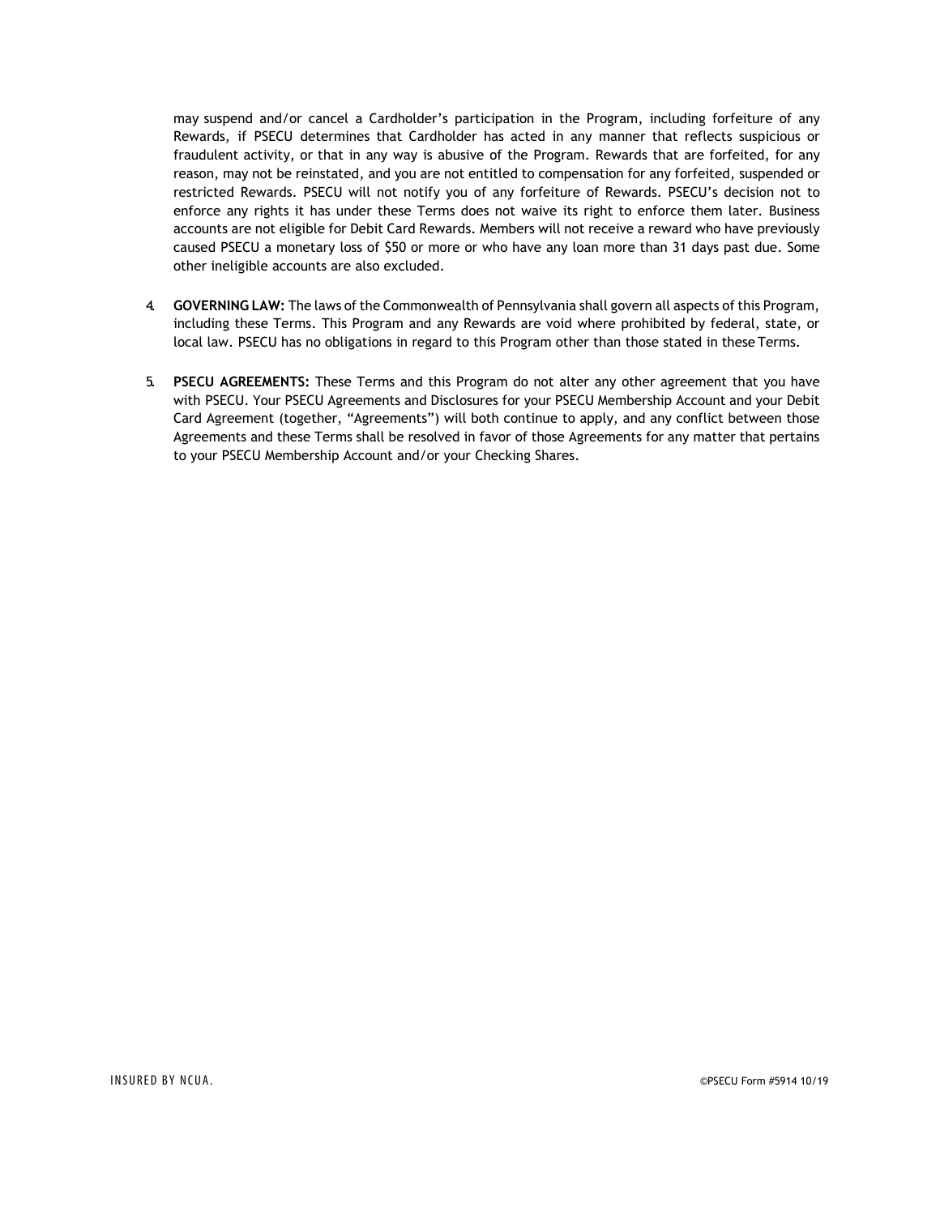may suspend and/or cancel a Cardholder's participation in the Program, including forfeiture of any Rewards, if PSECU determines that Cardholder has acted in any manner that reflects suspicious or fraudulent activity, or that in any way is abusive of the Program. Rewards that are forfeited, for any reason, may not be reinstated, and you are not entitled to compensation for any forfeited, suspended or restricted Rewards. PSECU will not notify you of any forfeiture of Rewards. PSECU's decision not to enforce any rights it has under these Terms does not waive its right to enforce them later. Business accounts are not eligible for Debit Card Rewards. Members will not receive a reward who have previously caused PSECU a monetary loss of $50 or more or who have any loan more than 31 days past due. Some other ineligible accounts are also excluded.

4. **GOVERNING LAW:** The laws of the Commonwealth of Pennsylvania shall govern all aspects of this Program, including these Terms. This Program and any Rewards are void where prohibited by federal, state, or local law. PSECU has no obligations in regard to this Program other than those stated in these Terms.

5. **PSECU AGREEMENTS:** These Terms and this Program do not alter any other agreement that you have with PSECU. Your PSECU Agreements and Disclosures for your PSECU Membership Account and your Debit Card Agreement (together, "Agreements") will both continue to apply, and any conflict between those Agreements and these Terms shall be resolved in favor of those Agreements for any matter that pertains to your PSECU Membership Account and/or your Checking Shares.

INSURED BY NCUA.

©PSECU Form #5914 10/19